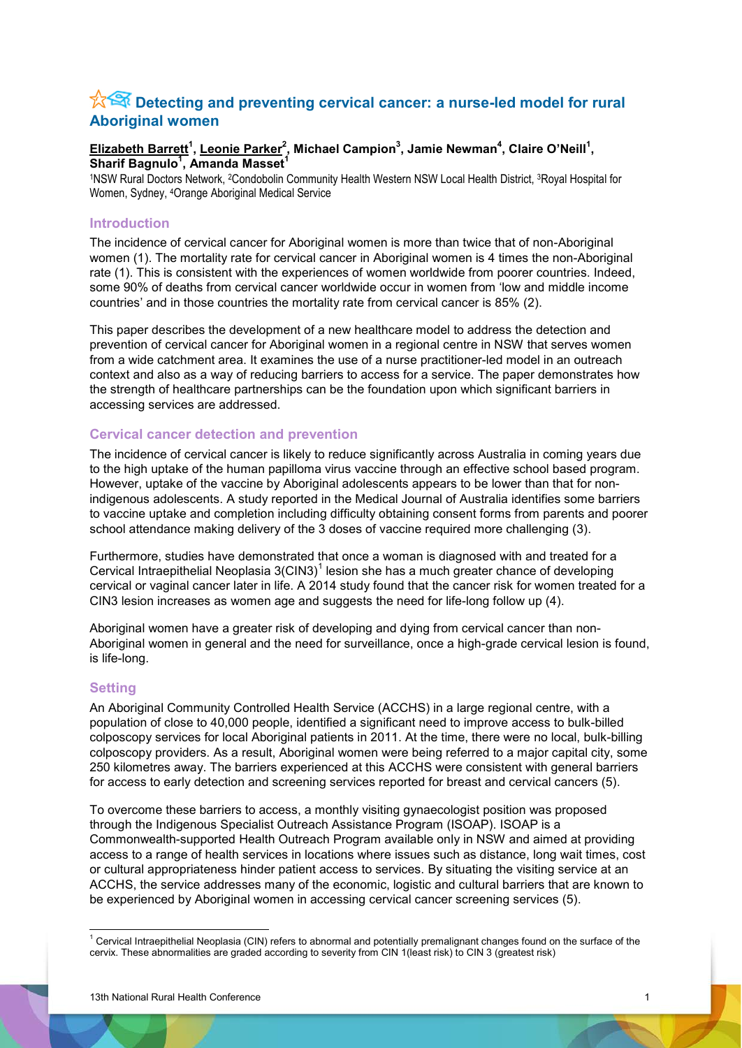# Detecting and preventing cervical cancer: a nurse-led model for rural Aboriginal women

**Elizabeth Barrett[1], Leonie Parker[2], Michael Campion[3], Jamie Newman[4], Claire O'Neill[1], Sharif Bagnulo[1], Amanda Masset[1]**

[1]NSW Rural Doctors Network, [2]Condobolin Community Health Western NSW Local Health District, [3]Royal Hospital for Women, Sydney, [4]Orange Aboriginal Medical Service

## Introduction

The incidence of cervical cancer for Aboriginal women is more than twice that of non-Aboriginal women (1). The mortality rate for cervical cancer in Aboriginal women is 4 times the non-Aboriginal rate (1). This is consistent with the experiences of women worldwide from poorer countries. Indeed, some 90% of deaths from cervical cancer worldwide occur in women from 'low and middle income countries' and in those countries the mortality rate from cervical cancer is 85% (2).

This paper describes the development of a new healthcare model to address the detection and prevention of cervical cancer for Aboriginal women in a regional centre in NSW that serves women from a wide catchment area. It examines the use of a nurse practitioner-led model in an outreach context and also as a way of reducing barriers to access for a service. The paper demonstrates how the strength of healthcare partnerships can be the foundation upon which significant barriers in accessing services are addressed.

## Cervical cancer detection and prevention

The incidence of cervical cancer is likely to reduce significantly across Australia in coming years due to the high uptake of the human papilloma virus vaccine through an effective school based program. However, uptake of the vaccine by Aboriginal adolescents appears to be lower than that for non-indigenous adolescents. A study reported in the Medical Journal of Australia identifies some barriers to vaccine uptake and completion including difficulty obtaining consent forms from parents and poorer school attendance making delivery of the 3 doses of vaccine required more challenging (3).

Furthermore, studies have demonstrated that once a woman is diagnosed with and treated for a Cervical Intraepithelial Neoplasia 3(CIN3)[1] lesion she has a much greater chance of developing cervical or vaginal cancer later in life. A 2014 study found that the cancer risk for women treated for a CIN3 lesion increases as women age and suggests the need for life-long follow up (4).

Aboriginal women have a greater risk of developing and dying from cervical cancer than non-Aboriginal women in general and the need for surveillance, once a high-grade cervical lesion is found, is life-long.

## Setting

An Aboriginal Community Controlled Health Service (ACCHS) in a large regional centre, with a population of close to 40,000 people, identified a significant need to improve access to bulk-billed colposcopy services for local Aboriginal patients in 2011. At the time, there were no local, bulk-billing colposcopy providers. As a result, Aboriginal women were being referred to a major capital city, some 250 kilometres away. The barriers experienced at this ACCHS were consistent with general barriers for access to early detection and screening services reported for breast and cervical cancers (5).

To overcome these barriers to access, a monthly visiting gynaecologist position was proposed through the Indigenous Specialist Outreach Assistance Program (ISOAP). ISOAP is a Commonwealth-supported Health Outreach Program available only in NSW and aimed at providing access to a range of health services in locations where issues such as distance, long wait times, cost or cultural appropriateness hinder patient access to services. By situating the visiting service at an ACCHS, the service addresses many of the economic, logistic and cultural barriers that are known to be experienced by Aboriginal women in accessing cervical cancer screening services (5).

---

[1] Cervical Intraepithelial Neoplasia (CIN) refers to abnormal and potentially premalignant changes found on the surface of the cervix. These abnormalities are graded according to severity from CIN 1(least risk) to CIN 3 (greatest risk)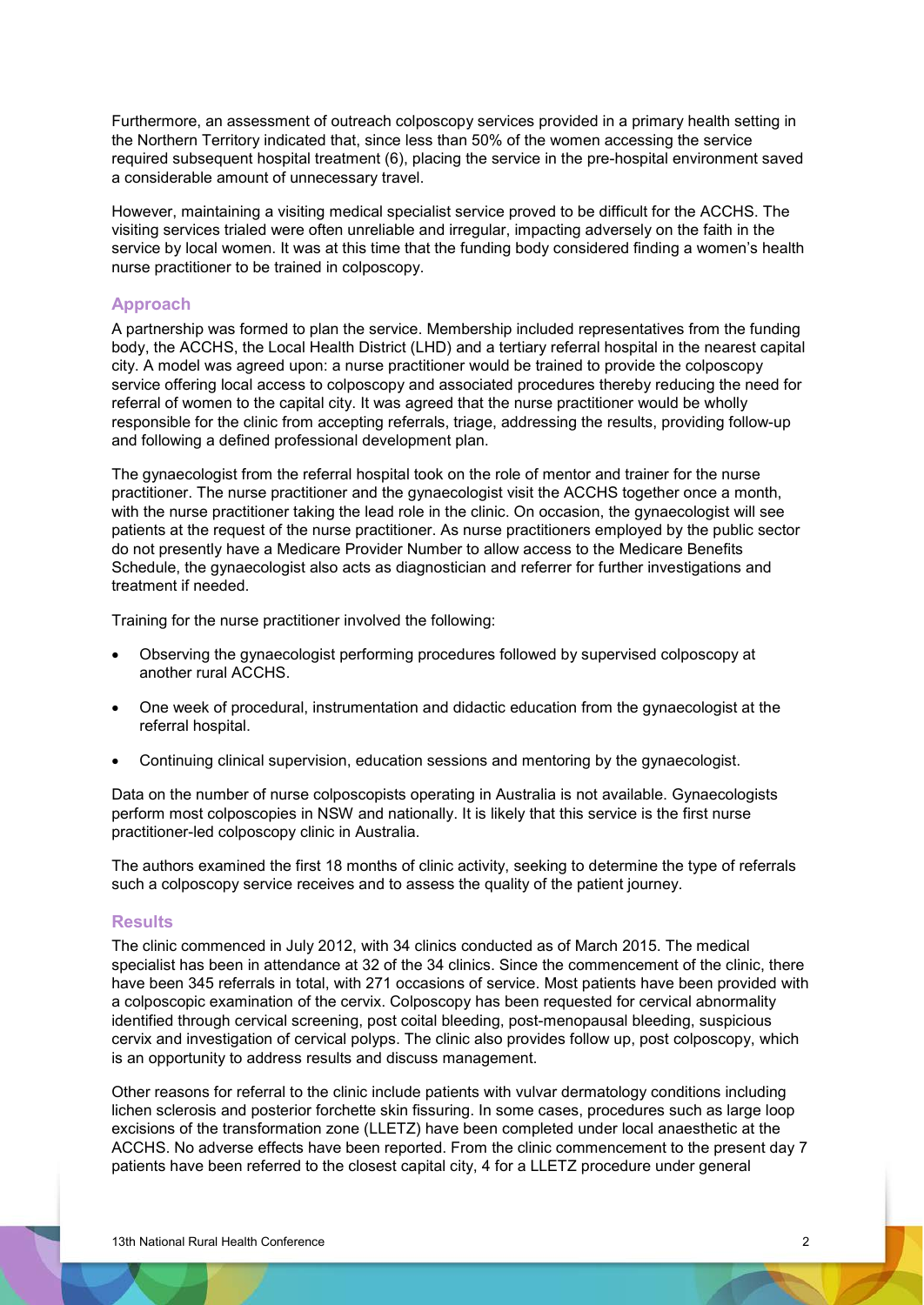Furthermore, an assessment of outreach colposcopy services provided in a primary health setting in the Northern Territory indicated that, since less than 50% of the women accessing the service required subsequent hospital treatment (6), placing the service in the pre-hospital environment saved a considerable amount of unnecessary travel.

However, maintaining a visiting medical specialist service proved to be difficult for the ACCHS. The visiting services trialed were often unreliable and irregular, impacting adversely on the faith in the service by local women. It was at this time that the funding body considered finding a women's health nurse practitioner to be trained in colposcopy.

## Approach

A partnership was formed to plan the service. Membership included representatives from the funding body, the ACCHS, the Local Health District (LHD) and a tertiary referral hospital in the nearest capital city. A model was agreed upon: a nurse practitioner would be trained to provide the colposcopy service offering local access to colposcopy and associated procedures thereby reducing the need for referral of women to the capital city. It was agreed that the nurse practitioner would be wholly responsible for the clinic from accepting referrals, triage, addressing the results, providing follow-up and following a defined professional development plan.

The gynaecologist from the referral hospital took on the role of mentor and trainer for the nurse practitioner. The nurse practitioner and the gynaecologist visit the ACCHS together once a month, with the nurse practitioner taking the lead role in the clinic. On occasion, the gynaecologist will see patients at the request of the nurse practitioner. As nurse practitioners employed by the public sector do not presently have a Medicare Provider Number to allow access to the Medicare Benefits Schedule, the gynaecologist also acts as diagnostician and referrer for further investigations and treatment if needed.

Training for the nurse practitioner involved the following:

- Observing the gynaecologist performing procedures followed by supervised colposcopy at another rural ACCHS.
- One week of procedural, instrumentation and didactic education from the gynaecologist at the referral hospital.
- Continuing clinical supervision, education sessions and mentoring by the gynaecologist.

Data on the number of nurse colposcopists operating in Australia is not available. Gynaecologists perform most colposcopies in NSW and nationally. It is likely that this service is the first nurse practitioner-led colposcopy clinic in Australia.

The authors examined the first 18 months of clinic activity, seeking to determine the type of referrals such a colposcopy service receives and to assess the quality of the patient journey.

## Results

The clinic commenced in July 2012, with 34 clinics conducted as of March 2015. The medical specialist has been in attendance at 32 of the 34 clinics. Since the commencement of the clinic, there have been 345 referrals in total, with 271 occasions of service. Most patients have been provided with a colposcopic examination of the cervix. Colposcopy has been requested for cervical abnormality identified through cervical screening, post coital bleeding, post-menopausal bleeding, suspicious cervix and investigation of cervical polyps. The clinic also provides follow up, post colposcopy, which is an opportunity to address results and discuss management.

Other reasons for referral to the clinic include patients with vulvar dermatology conditions including lichen sclerosis and posterior forchette skin fissuring. In some cases, procedures such as large loop excisions of the transformation zone (LLETZ) have been completed under local anaesthetic at the ACCHS. No adverse effects have been reported. From the clinic commencement to the present day 7 patients have been referred to the closest capital city, 4 for a LLETZ procedure under general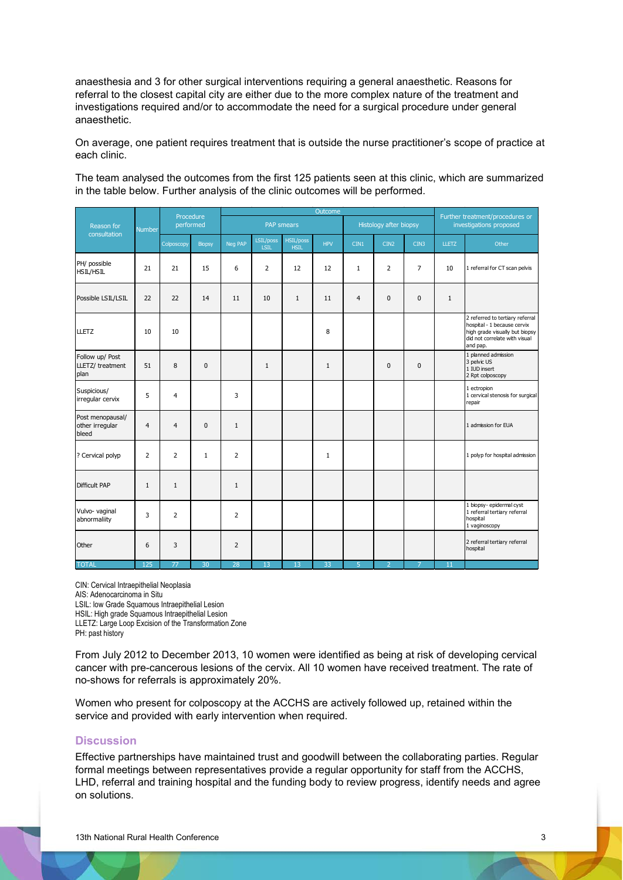anaesthesia and 3 for other surgical interventions requiring a general anaesthetic. Reasons for referral to the closest capital city are either due to the more complex nature of the treatment and investigations required and/or to accommodate the need for a surgical procedure under general anaesthetic.

On average, one patient requires treatment that is outside the nurse practitioner's scope of practice at each clinic.

The team analysed the outcomes from the first 125 patients seen at this clinic, which are summarized in the table below. Further analysis of the clinic outcomes will be performed.

| Reason for consultation | Number | Procedure performed | | Outcome | | | | | | | Further treatment/procedures or investigations proposed | |
|---|---|---|---|---|---|---|---|---|---|---|---|---|
| | | | | PAP smears | | | | Histology after biopsy | | | | |
| | | Colposcopy | Biopsy | Neg PAP | LSIL/poss LSIL | HSIL/poss HSIL | HPV | CIN1 | CIN2 | CIN3 | LLETZ | Other |
| PH/ possible HSIL/HSIL | 21 | 21 | 15 | 6 | 2 | 12 | 12 | 1 | 2 | 7 | 10 | 1 referral for CT scan pelvis |
| Possible LSIL/LSIL | 22 | 22 | 14 | 11 | 10 | 1 | 11 | 4 | 0 | 0 | 1 | |
| LLETZ | 10 | 10 | | | | | 8 | | | | | 2 referred to tertiary referral hospital - 1 because cervix high grade visually but biopsy did not correlate with visual and pap. |
| Follow up/ Post LLETZ/ treatment plan | 51 | 8 | 0 | | 1 | | 1 | | 0 | 0 | | 1 planned admission<br>3 pelvic US<br>1 IUD insert<br>2 Rpt colposcopy |
| Suspicious/ irregular cervix | 5 | 4 | | 3 | | | | | | | | 1 ectropion<br>1 cervical stenosis for surgical repair |
| Post menopausal/ other irregular bleed | 4 | 4 | 0 | 1 | | | | | | | | 1 admission for EUA |
| ? Cervical polyp | 2 | 2 | 1 | 2 | | | 1 | | | | | 1 polyp for hospital admission |
| Difficult PAP | 1 | 1 | | 1 | | | | | | | | |
| Vulvo- vaginal abnormaliity | 3 | 2 | | 2 | | | | | | | | 1 biopsy - epidermal cyst<br>1 referral tertiary referral hospital<br>1 vaginoscopy |
| Other | 6 | 3 | | 2 | | | | | | | | 2 referral tertiary referral hospital |
| TOTAL | 125 | 77 | 30 | 28 | 13 | 13 | 33 | 5 | 2 | 7 | 11 | |

CIN: Cervical Intraepithelial Neoplasia
AIS: Adenocarcinoma in Situ
LSIL: low Grade Squamous Intraepithelial Lesion
HSIL: High grade Squamous Intraepithelial Lesion
LLETZ: Large Loop Excision of the Transformation Zone
PH: past history

From July 2012 to December 2013, 10 women were identified as being at risk of developing cervical cancer with pre-cancerous lesions of the cervix. All 10 women have received treatment. The rate of no-shows for referrals is approximately 20%.

Women who present for colposcopy at the ACCHS are actively followed up, retained within the service and provided with early intervention when required.

## Discussion

Effective partnerships have maintained trust and goodwill between the collaborating parties. Regular formal meetings between representatives provide a regular opportunity for staff from the ACCHS, LHD, referral and training hospital and the funding body to review progress, identify needs and agree on solutions.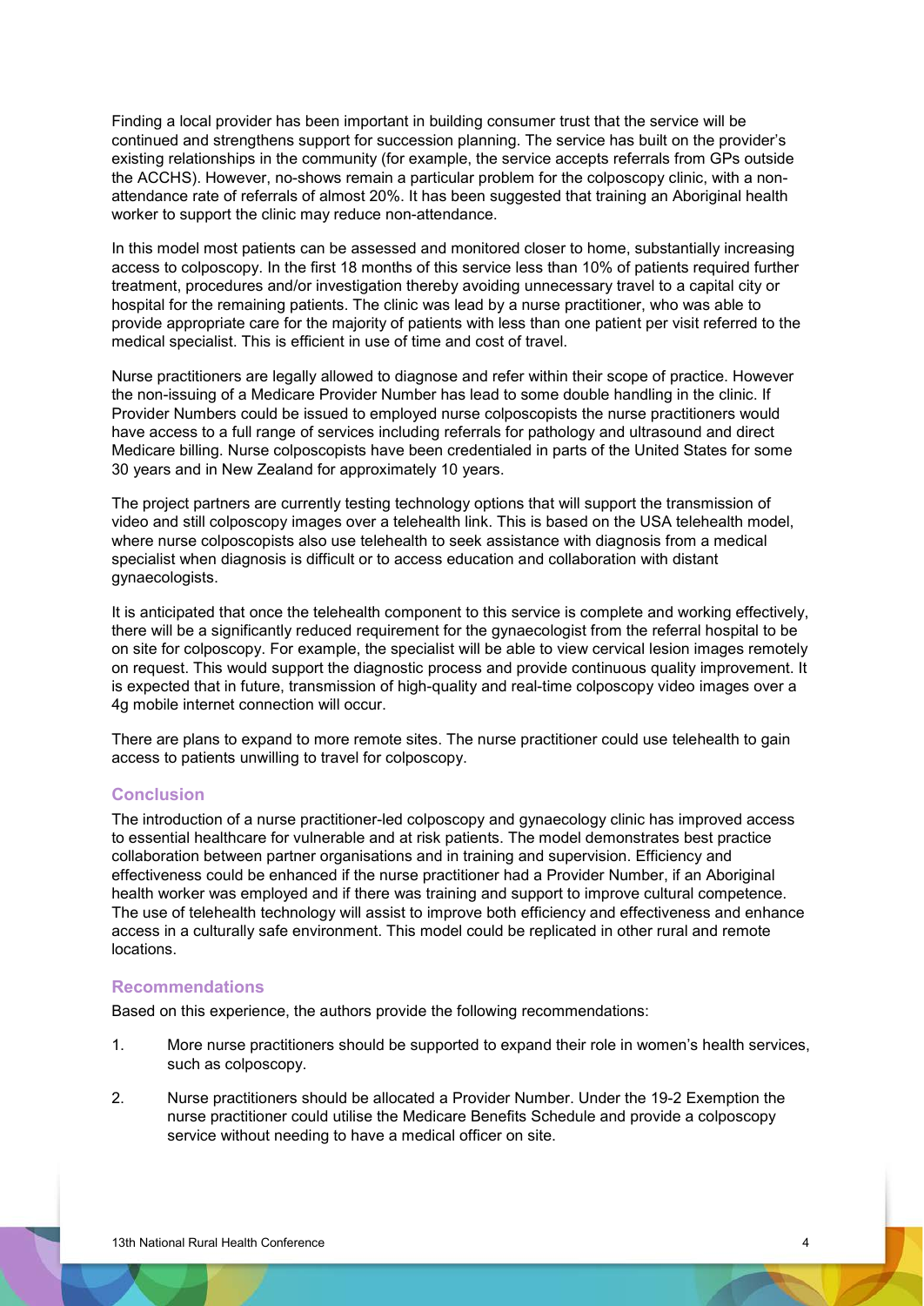Finding a local provider has been important in building consumer trust that the service will be continued and strengthens support for succession planning. The service has built on the provider's existing relationships in the community (for example, the service accepts referrals from GPs outside the ACCHS). However, no-shows remain a particular problem for the colposcopy clinic, with a non-attendance rate of referrals of almost 20%. It has been suggested that training an Aboriginal health worker to support the clinic may reduce non-attendance.

In this model most patients can be assessed and monitored closer to home, substantially increasing access to colposcopy. In the first 18 months of this service less than 10% of patients required further treatment, procedures and/or investigation thereby avoiding unnecessary travel to a capital city or hospital for the remaining patients. The clinic was lead by a nurse practitioner, who was able to provide appropriate care for the majority of patients with less than one patient per visit referred to the medical specialist. This is efficient in use of time and cost of travel.

Nurse practitioners are legally allowed to diagnose and refer within their scope of practice. However the non-issuing of a Medicare Provider Number has lead to some double handling in the clinic. If Provider Numbers could be issued to employed nurse colposcopists the nurse practitioners would have access to a full range of services including referrals for pathology and ultrasound and direct Medicare billing. Nurse colposcopists have been credentialed in parts of the United States for some 30 years and in New Zealand for approximately 10 years.

The project partners are currently testing technology options that will support the transmission of video and still colposcopy images over a telehealth link. This is based on the USA telehealth model, where nurse colposcopists also use telehealth to seek assistance with diagnosis from a medical specialist when diagnosis is difficult or to access education and collaboration with distant gynaecologists.

It is anticipated that once the telehealth component to this service is complete and working effectively, there will be a significantly reduced requirement for the gynaecologist from the referral hospital to be on site for colposcopy. For example, the specialist will be able to view cervical lesion images remotely on request. This would support the diagnostic process and provide continuous quality improvement. It is expected that in future, transmission of high-quality and real-time colposcopy video images over a 4g mobile internet connection will occur.

There are plans to expand to more remote sites. The nurse practitioner could use telehealth to gain access to patients unwilling to travel for colposcopy.

## Conclusion

The introduction of a nurse practitioner-led colposcopy and gynaecology clinic has improved access to essential healthcare for vulnerable and at risk patients. The model demonstrates best practice collaboration between partner organisations and in training and supervision. Efficiency and effectiveness could be enhanced if the nurse practitioner had a Provider Number, if an Aboriginal health worker was employed and if there was training and support to improve cultural competence. The use of telehealth technology will assist to improve both efficiency and effectiveness and enhance access in a culturally safe environment. This model could be replicated in other rural and remote locations.

## Recommendations

Based on this experience, the authors provide the following recommendations:

1. More nurse practitioners should be supported to expand their role in women's health services, such as colposcopy.
2. Nurse practitioners should be allocated a Provider Number. Under the 19-2 Exemption the nurse practitioner could utilise the Medicare Benefits Schedule and provide a colposcopy service without needing to have a medical officer on site.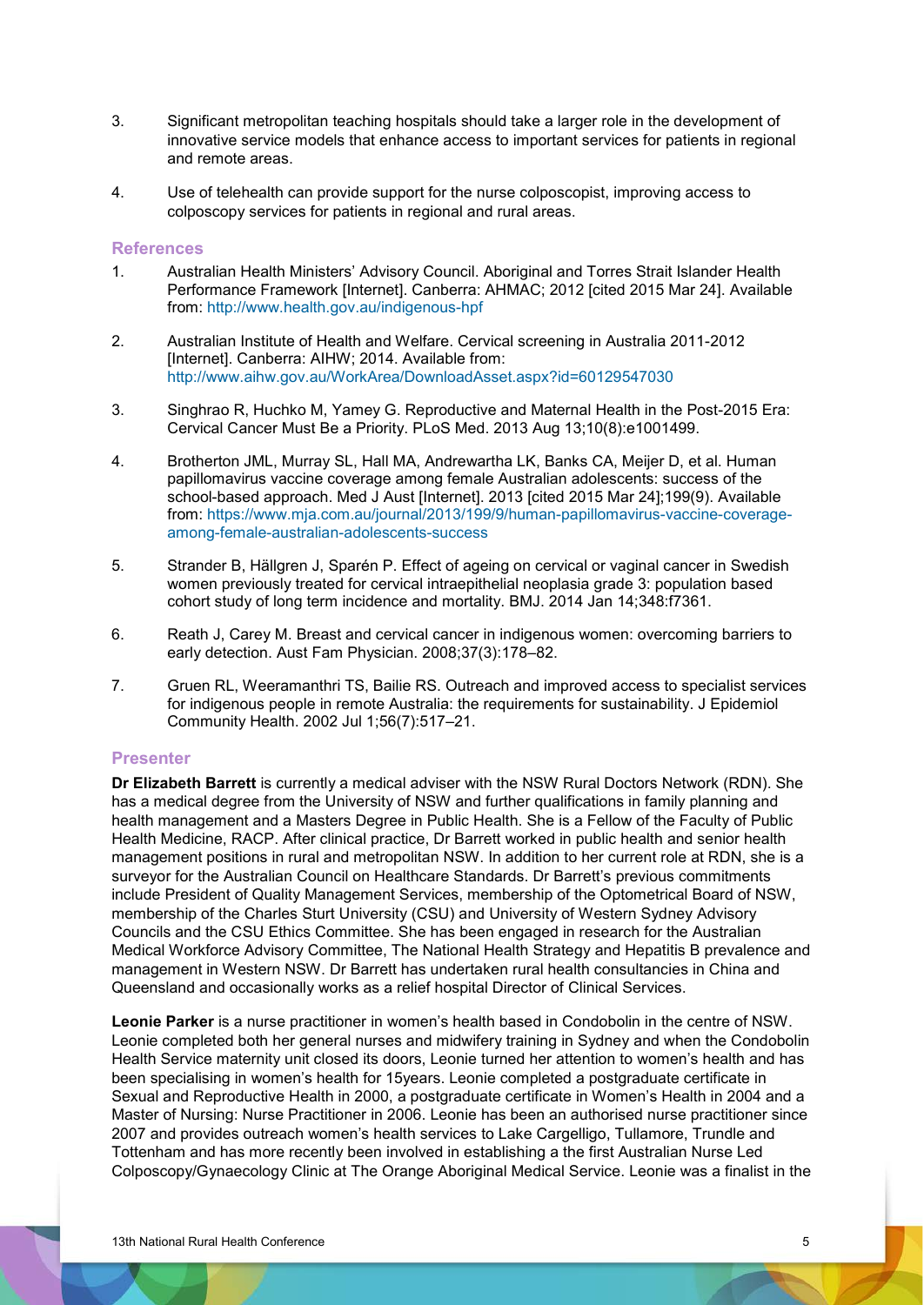3. Significant metropolitan teaching hospitals should take a larger role in the development of innovative service models that enhance access to important services for patients in regional and remote areas.

4. Use of telehealth can provide support for the nurse colposcopist, improving access to colposcopy services for patients in regional and rural areas.

## References

1. Australian Health Ministers' Advisory Council. Aboriginal and Torres Strait Islander Health Performance Framework [Internet]. Canberra: AHMAC; 2012 [cited 2015 Mar 24]. Available from: http://www.health.gov.au/indigenous-hpf

2. Australian Institute of Health and Welfare. Cervical screening in Australia 2011-2012 [Internet]. Canberra: AIHW; 2014. Available from: http://www.aihw.gov.au/WorkArea/DownloadAsset.aspx?id=60129547030

3. Singhrao R, Huchko M, Yamey G. Reproductive and Maternal Health in the Post-2015 Era: Cervical Cancer Must Be a Priority. PLoS Med. 2013 Aug 13;10(8):e1001499.

4. Brotherton JML, Murray SL, Hall MA, Andrewartha LK, Banks CA, Meijer D, et al. Human papillomavirus vaccine coverage among female Australian adolescents: success of the school-based approach. Med J Aust [Internet]. 2013 [cited 2015 Mar 24];199(9). Available from: https://www.mja.com.au/journal/2013/199/9/human-papillomavirus-vaccine-coverage-among-female-australian-adolescents-success

5. Strander B, Hällgren J, Sparén P. Effect of ageing on cervical or vaginal cancer in Swedish women previously treated for cervical intraepithelial neoplasia grade 3: population based cohort study of long term incidence and mortality. BMJ. 2014 Jan 14;348:f7361.

6. Reath J, Carey M. Breast and cervical cancer in indigenous women: overcoming barriers to early detection. Aust Fam Physician. 2008;37(3):178–82.

7. Gruen RL, Weeramanthri TS, Bailie RS. Outreach and improved access to specialist services for indigenous people in remote Australia: the requirements for sustainability. J Epidemiol Community Health. 2002 Jul 1;56(7):517–21.

## Presenter

**Dr Elizabeth Barrett** is currently a medical adviser with the NSW Rural Doctors Network (RDN). She has a medical degree from the University of NSW and further qualifications in family planning and health management and a Masters Degree in Public Health. She is a Fellow of the Faculty of Public Health Medicine, RACP. After clinical practice, Dr Barrett worked in public health and senior health management positions in rural and metropolitan NSW. In addition to her current role at RDN, she is a surveyor for the Australian Council on Healthcare Standards. Dr Barrett's previous commitments include President of Quality Management Services, membership of the Optometrical Board of NSW, membership of the Charles Sturt University (CSU) and University of Western Sydney Advisory Councils and the CSU Ethics Committee. She has been engaged in research for the Australian Medical Workforce Advisory Committee, The National Health Strategy and Hepatitis B prevalence and management in Western NSW. Dr Barrett has undertaken rural health consultancies in China and Queensland and occasionally works as a relief hospital Director of Clinical Services.

**Leonie Parker** is a nurse practitioner in women's health based in Condobolin in the centre of NSW. Leonie completed both her general nurses and midwifery training in Sydney and when the Condobolin Health Service maternity unit closed its doors, Leonie turned her attention to women's health and has been specialising in women's health for 15years. Leonie completed a postgraduate certificate in Sexual and Reproductive Health in 2000, a postgraduate certificate in Women's Health in 2004 and a Master of Nursing: Nurse Practitioner in 2006. Leonie has been an authorised nurse practitioner since 2007 and provides outreach women's health services to Lake Cargelligo, Tullamore, Trundle and Tottenham and has more recently been involved in establishing a the first Australian Nurse Led Colposcopy/Gynaecology Clinic at The Orange Aboriginal Medical Service. Leonie was a finalist in the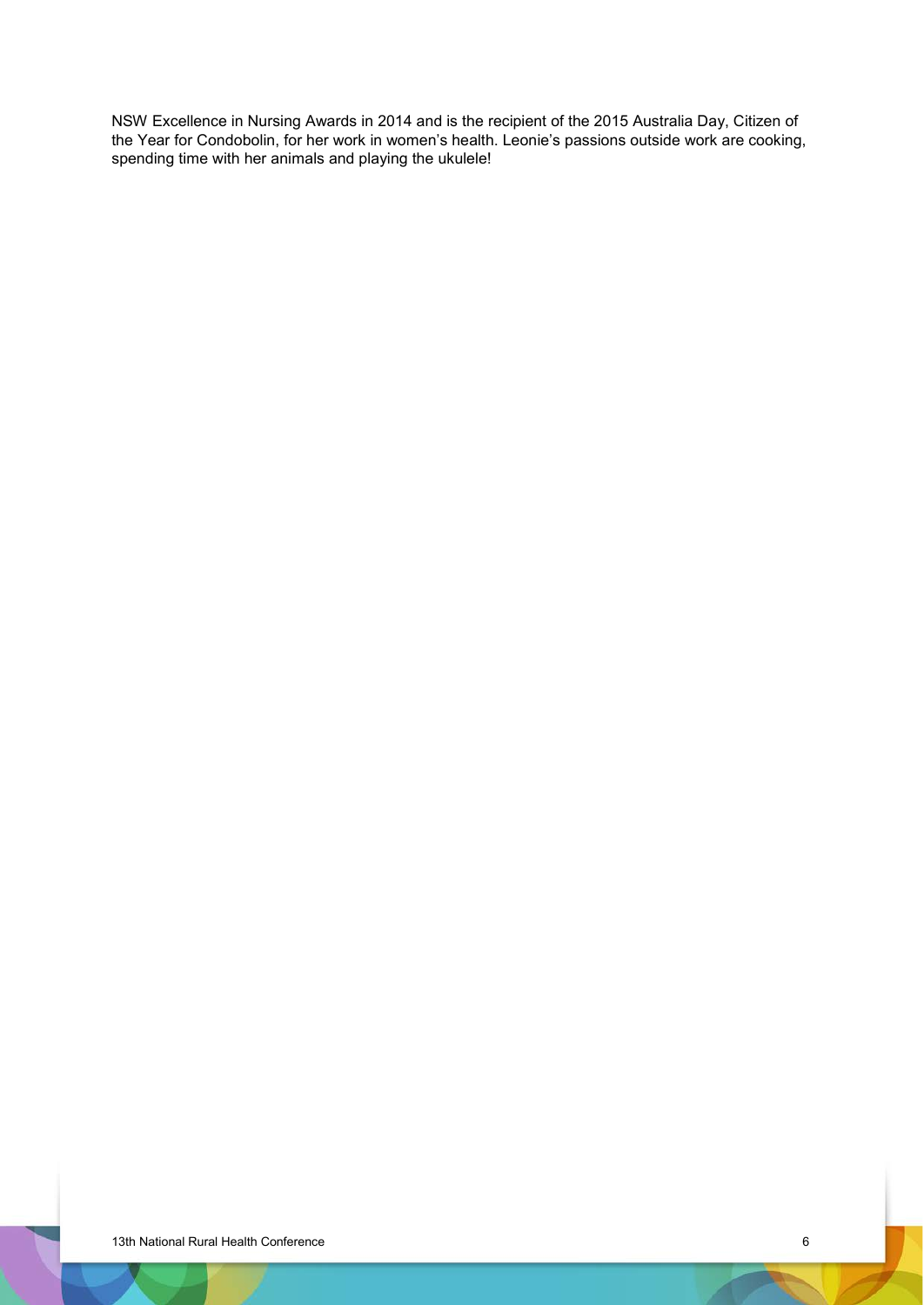NSW Excellence in Nursing Awards in 2014 and is the recipient of the 2015 Australia Day, Citizen of the Year for Condobolin, for her work in women's health. Leonie's passions outside work are cooking, spending time with her animals and playing the ukulele!